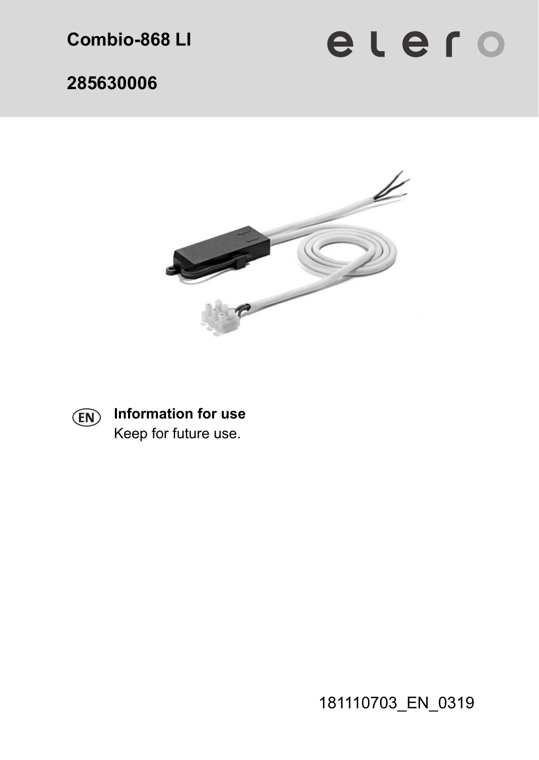**Combio-868 LI**

**285630006**

elero

(EN) **Information for use**

Keep for future use.

181110703_EN_0319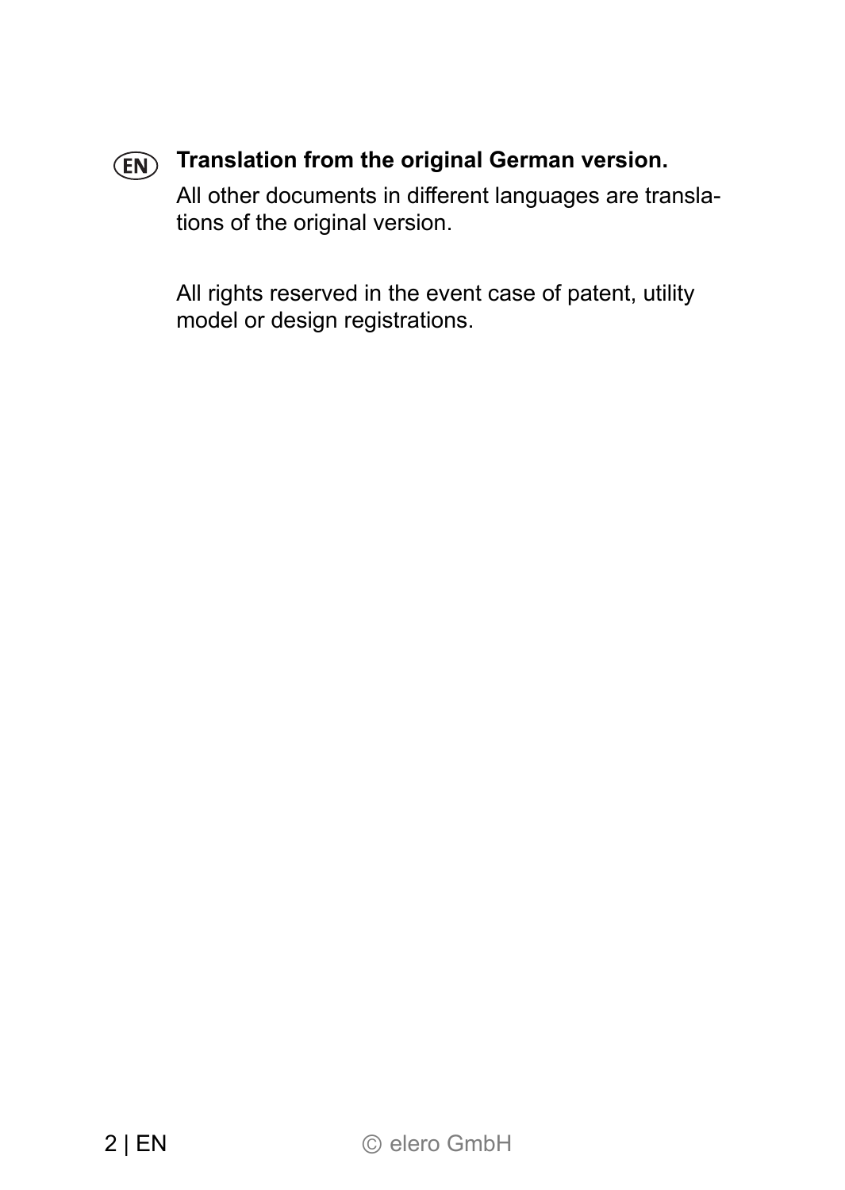(EN) **Translation from the original German version.**

All other documents in different languages are translations of the original version.

All rights reserved in the event case of patent, utility model or design registrations.

© elero GmbH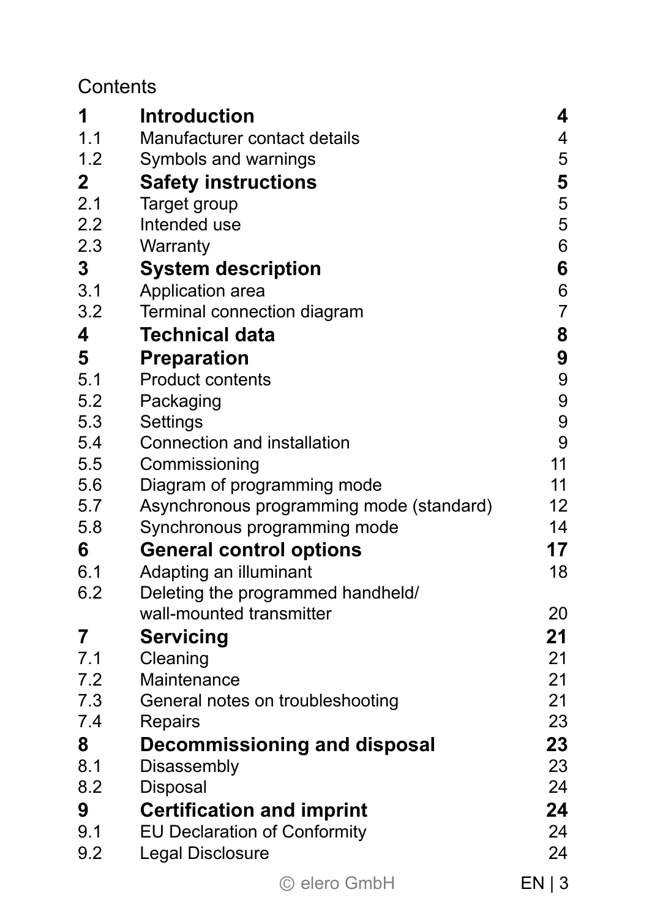Contents

| | | |
|---|---|---|
| **1** | **Introduction** | **4** |
| 1.1 | Manufacturer contact details | 4 |
| 1.2 | Symbols and warnings | 5 |
| **2** | **Safety instructions** | **5** |
| 2.1 | Target group | 5 |
| 2.2 | Intended use | 5 |
| 2.3 | Warranty | 6 |
| **3** | **System description** | **6** |
| 3.1 | Application area | 6 |
| 3.2 | Terminal connection diagram | 7 |
| **4** | **Technical data** | **8** |
| **5** | **Preparation** | **9** |
| 5.1 | Product contents | 9 |
| 5.2 | Packaging | 9 |
| 5.3 | Settings | 9 |
| 5.4 | Connection and installation | 9 |
| 5.5 | Commissioning | 11 |
| 5.6 | Diagram of programming mode | 11 |
| 5.7 | Asynchronous programming mode (standard) | 12 |
| 5.8 | Synchronous programming mode | 14 |
| **6** | **General control options** | **17** |
| 6.1 | Adapting an illuminant | 18 |
| 6.2 | Deleting the programmed handheld/ wall-mounted transmitter | 20 |
| **7** | **Servicing** | **21** |
| 7.1 | Cleaning | 21 |
| 7.2 | Maintenance | 21 |
| 7.3 | General notes on troubleshooting | 21 |
| 7.4 | Repairs | 23 |
| **8** | **Decommissioning and disposal** | **23** |
| 8.1 | Disassembly | 23 |
| 8.2 | Disposal | 24 |
| **9** | **Certification and imprint** | **24** |
| 9.1 | EU Declaration of Conformity | 24 |
| 9.2 | Legal Disclosure | 24 |

© elero GmbH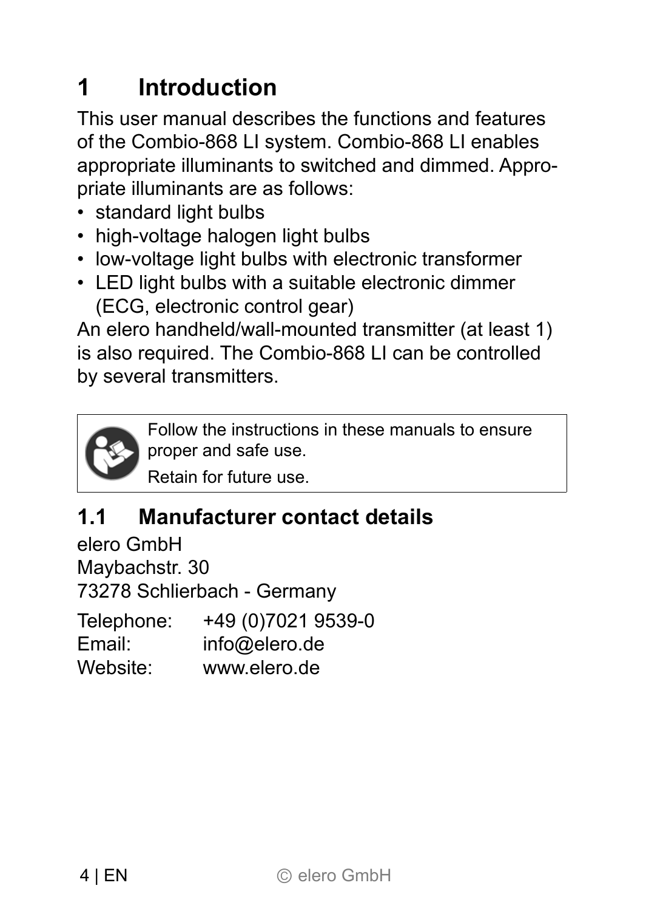# 1 Introduction

This user manual describes the functions and features of the Combio-868 LI system. Combio-868 LI enables appropriate illuminants to switched and dimmed. Appropriate illuminants are as follows:

- standard light bulbs
- high-voltage halogen light bulbs
- low-voltage light bulbs with electronic transformer
- LED light bulbs with a suitable electronic dimmer (ECG, electronic control gear)

An elero handheld/wall-mounted transmitter (at least 1) is also required. The Combio-868 LI can be controlled by several transmitters.

> Follow the instructions in these manuals to ensure proper and safe use.
>
> Retain for future use.

## 1.1 Manufacturer contact details

elero GmbH
Maybachstr. 30
73278 Schlierbach - Germany

Telephone: +49 (0)7021 9539-0
Email: info@elero.de
Website: www.elero.de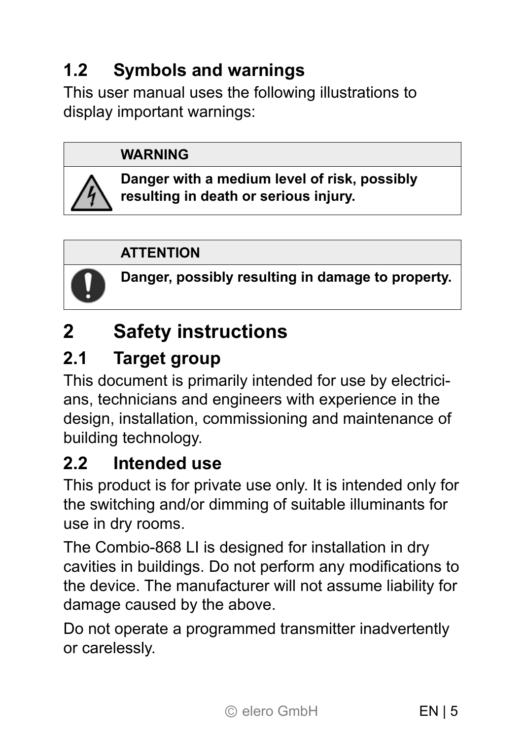## 1.2 Symbols and warnings

This user manual uses the following illustrations to display important warnings:

| | WARNING |
|---|---|
| | **Danger with a medium level of risk, possibly resulting in death or serious injury.** |

| | ATTENTION |
|---|---|
| | **Danger, possibly resulting in damage to property.** |

# 2 Safety instructions

## 2.1 Target group

This document is primarily intended for use by electricians, technicians and engineers with experience in the design, installation, commissioning and maintenance of building technology.

## 2.2 Intended use

This product is for private use only. It is intended only for the switching and/or dimming of suitable illuminants for use in dry rooms.

The Combio-868 LI is designed for installation in dry cavities in buildings. Do not perform any modifications to the device. The manufacturer will not assume liability for damage caused by the above.

Do not operate a programmed transmitter inadvertently or carelessly.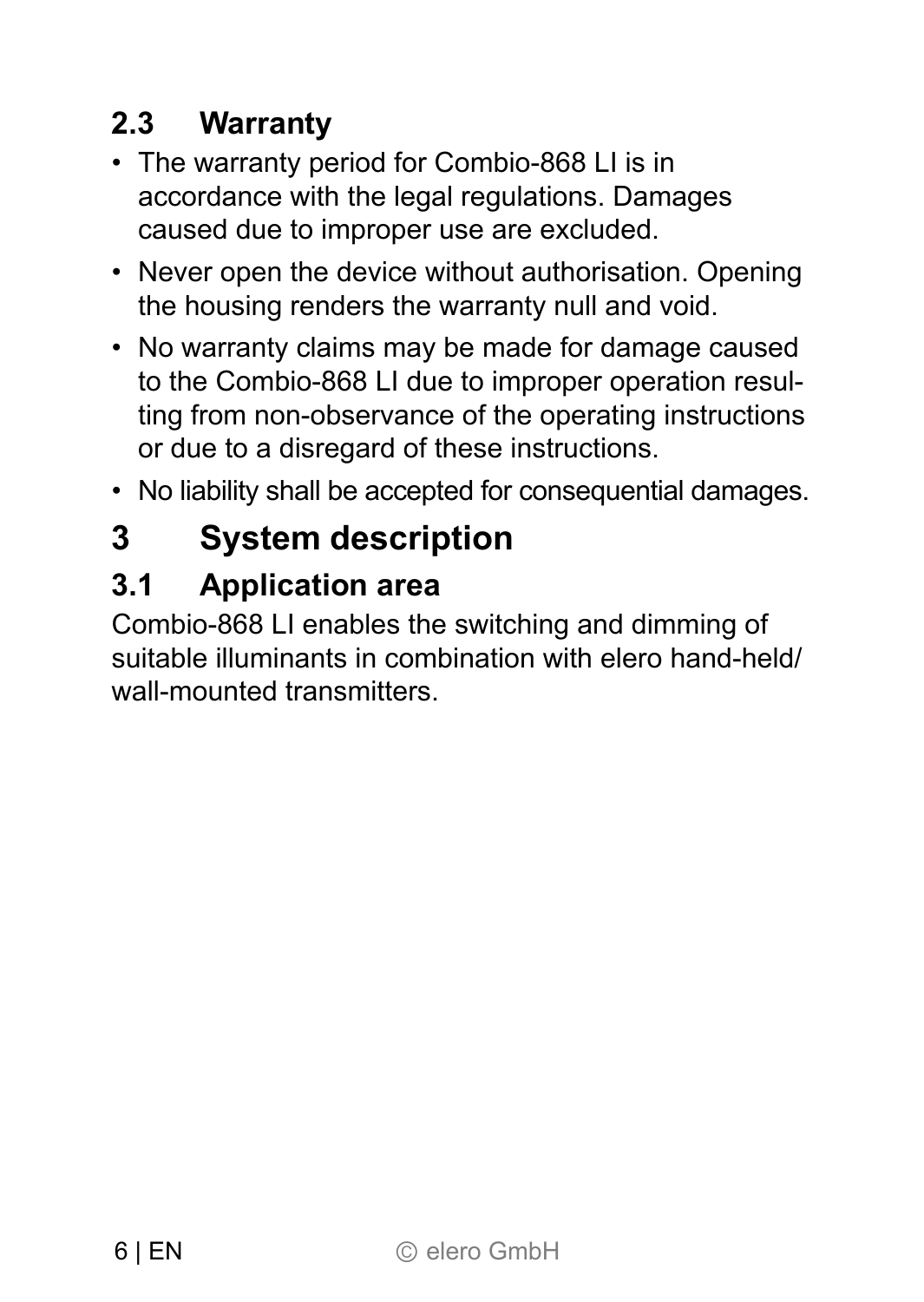### 2.3 Warranty

- The warranty period for Combio-868 LI is in accordance with the legal regulations. Damages caused due to improper use are excluded.
- Never open the device without authorisation. Opening the housing renders the warranty null and void.
- No warranty claims may be made for damage caused to the Combio-868 LI due to improper operation resulting from non-observance of the operating instructions or due to a disregard of these instructions.
- No liability shall be accepted for consequential damages.

## 3 System description

### 3.1 Application area

Combio-868 LI enables the switching and dimming of suitable illuminants in combination with elero hand-held/ wall-mounted transmitters.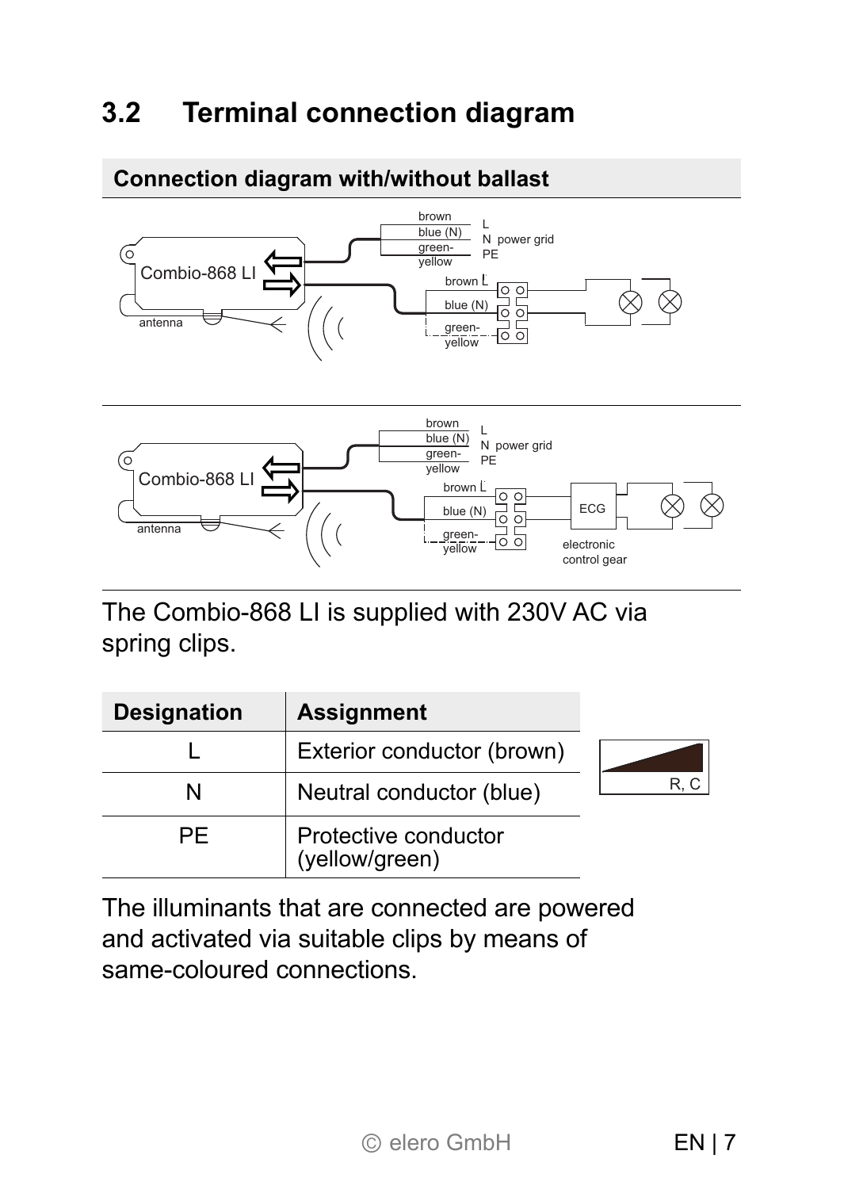## 3.2 Terminal connection diagram

**Connection diagram with/without ballast**

The Combio-868 LI is supplied with 230V AC via spring clips.

| Designation | Assignment |
| --- | --- |
| L | Exterior conductor (brown) |
| N | Neutral conductor (blue) |
| PE | Protective conductor (yellow/green) |

R, C

The illuminants that are connected are powered and activated via suitable clips by means of same-coloured connections.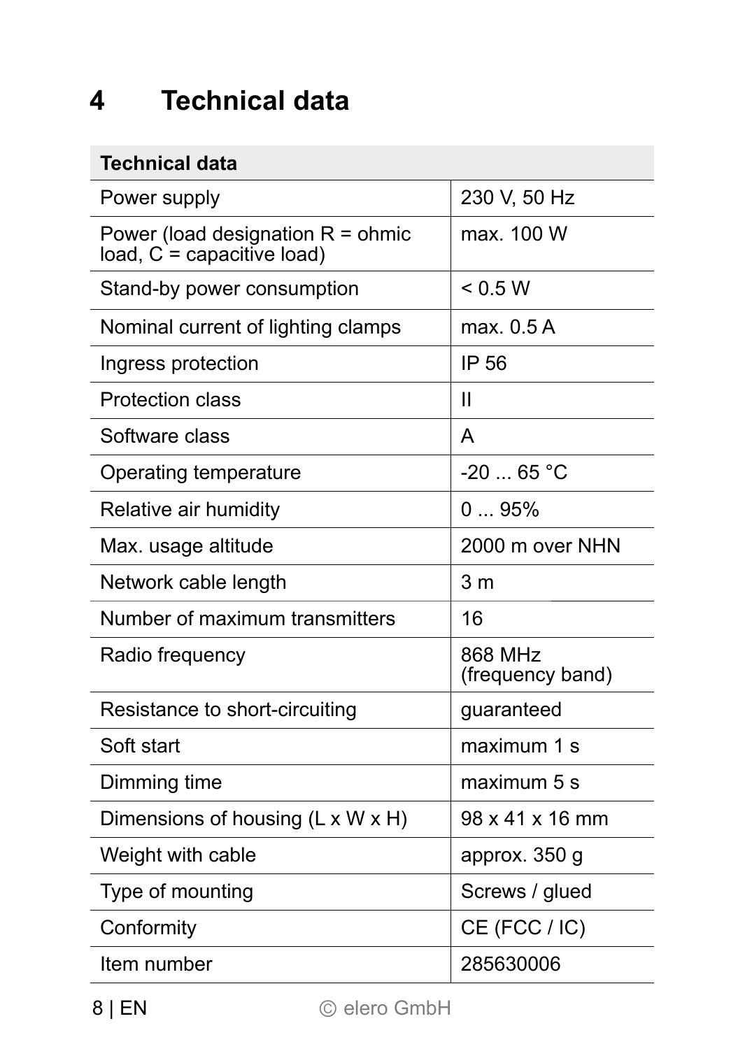# 4 Technical data

| Technical data | |
|---|---|
| Power supply | 230 V, 50 Hz |
| Power (load designation R = ohmic load, C = capacitive load) | max. 100 W |
| Stand-by power consumption | < 0.5 W |
| Nominal current of lighting clamps | max. 0.5 A |
| Ingress protection | IP 56 |
| Protection class | II |
| Software class | A |
| Operating temperature | -20 ... 65 °C |
| Relative air humidity | 0 ... 95% |
| Max. usage altitude | 2000 m over NHN |
| Network cable length | 3 m |
| Number of maximum transmitters | 16 |
| Radio frequency | 868 MHz (frequency band) |
| Resistance to short-circuiting | guaranteed |
| Soft start | maximum 1 s |
| Dimming time | maximum 5 s |
| Dimensions of housing (L x W x H) | 98 x 41 x 16 mm |
| Weight with cable | approx. 350 g |
| Type of mounting | Screws / glued |
| Conformity | CE (FCC / IC) |
| Item number | 285630006 |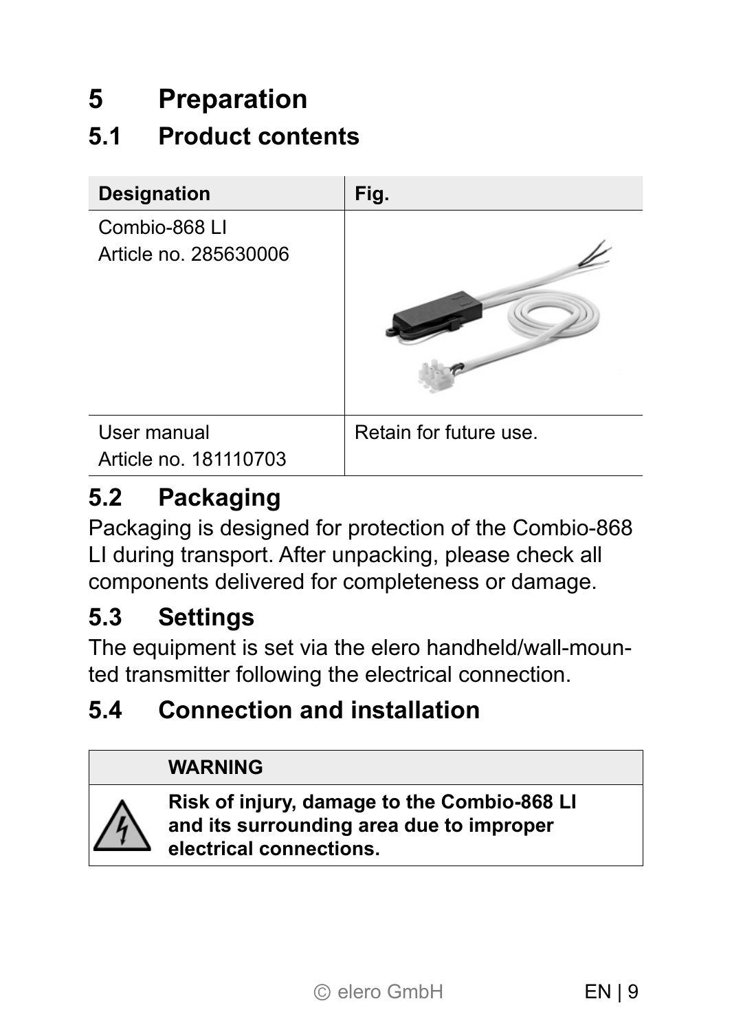# 5 Preparation

## 5.1 Product contents

| Designation | Fig. |
|---|---|
| Combio-868 LI<br>Article no. 285630006 | |
| User manual<br>Article no. 181110703 | Retain for future use. |

## 5.2 Packaging

Packaging is designed for protection of the Combio-868 LI during transport. After unpacking, please check all components delivered for completeness or damage.

## 5.3 Settings

The equipment is set via the elero handheld/wall-mounted transmitter following the electrical connection.

## 5.4 Connection and installation

| | WARNING |
|---|---|
| | **Risk of injury, damage to the Combio-868 LI and its surrounding area due to improper electrical connections.** |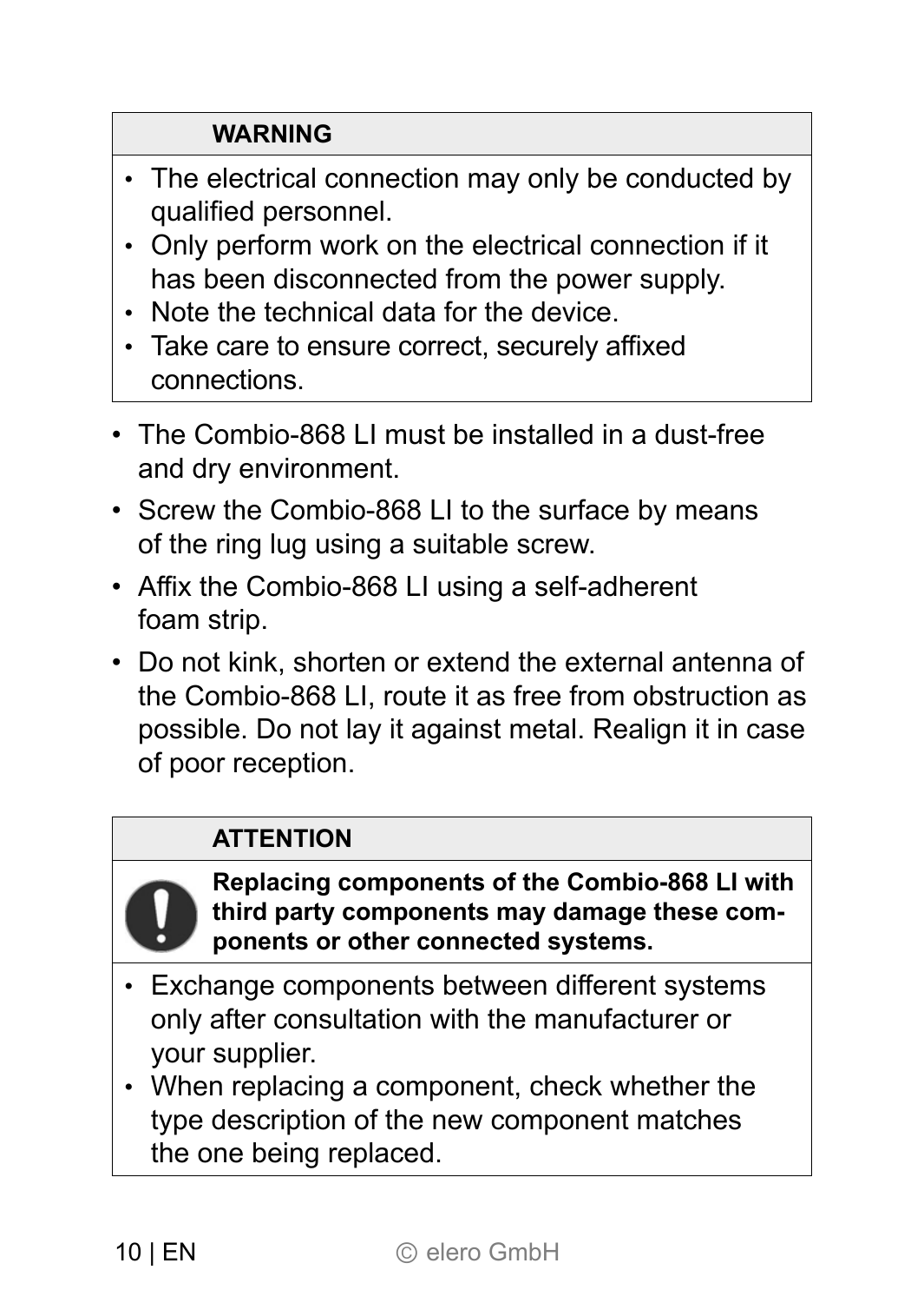**WARNING**

- The electrical connection may only be conducted by qualified personnel.
- Only perform work on the electrical connection if it has been disconnected from the power supply.
- Note the technical data for the device.
- Take care to ensure correct, securely affixed connections.

- The Combio-868 LI must be installed in a dust-free and dry environment.
- Screw the Combio-868 LI to the surface by means of the ring lug using a suitable screw.
- Affix the Combio-868 LI using a self-adherent foam strip.
- Do not kink, shorten or extend the external antenna of the Combio-868 LI, route it as free from obstruction as possible. Do not lay it against metal. Realign it in case of poor reception.

**ATTENTION**

**Replacing components of the Combio-868 LI with third party components may damage these components or other connected systems.**

- Exchange components between different systems only after consultation with the manufacturer or your supplier.
- When replacing a component, check whether the type description of the new component matches the one being replaced.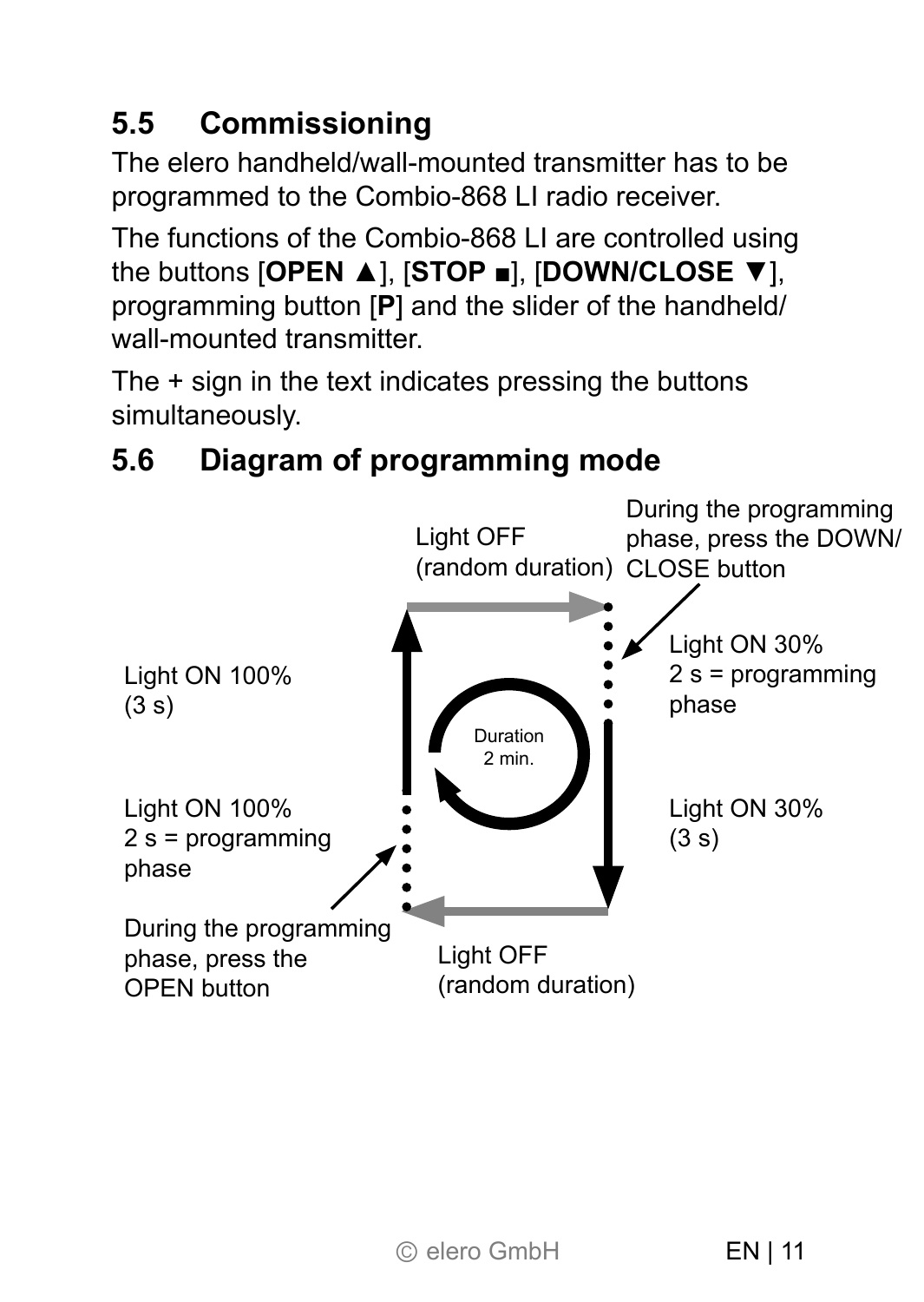## 5.5 Commissioning

The elero handheld/wall-mounted transmitter has to be programmed to the Combio-868 LI radio receiver.

The functions of the Combio-868 LI are controlled using the buttons [**OPEN ▲**], [**STOP ■**], [**DOWN/CLOSE ▼**], programming button [**P**] and the slider of the handheld/wall-mounted transmitter.

The + sign in the text indicates pressing the buttons simultaneously.

## 5.6 Diagram of programming mode

Light OFF (random duration)

During the programming phase, press the DOWN/CLOSE button

Light ON 30% 2 s = programming phase

Light ON 100% (3 s)

Duration 2 min.

Light ON 100% 2 s = programming phase

Light ON 30% (3 s)

During the programming phase, press the OPEN button

Light OFF (random duration)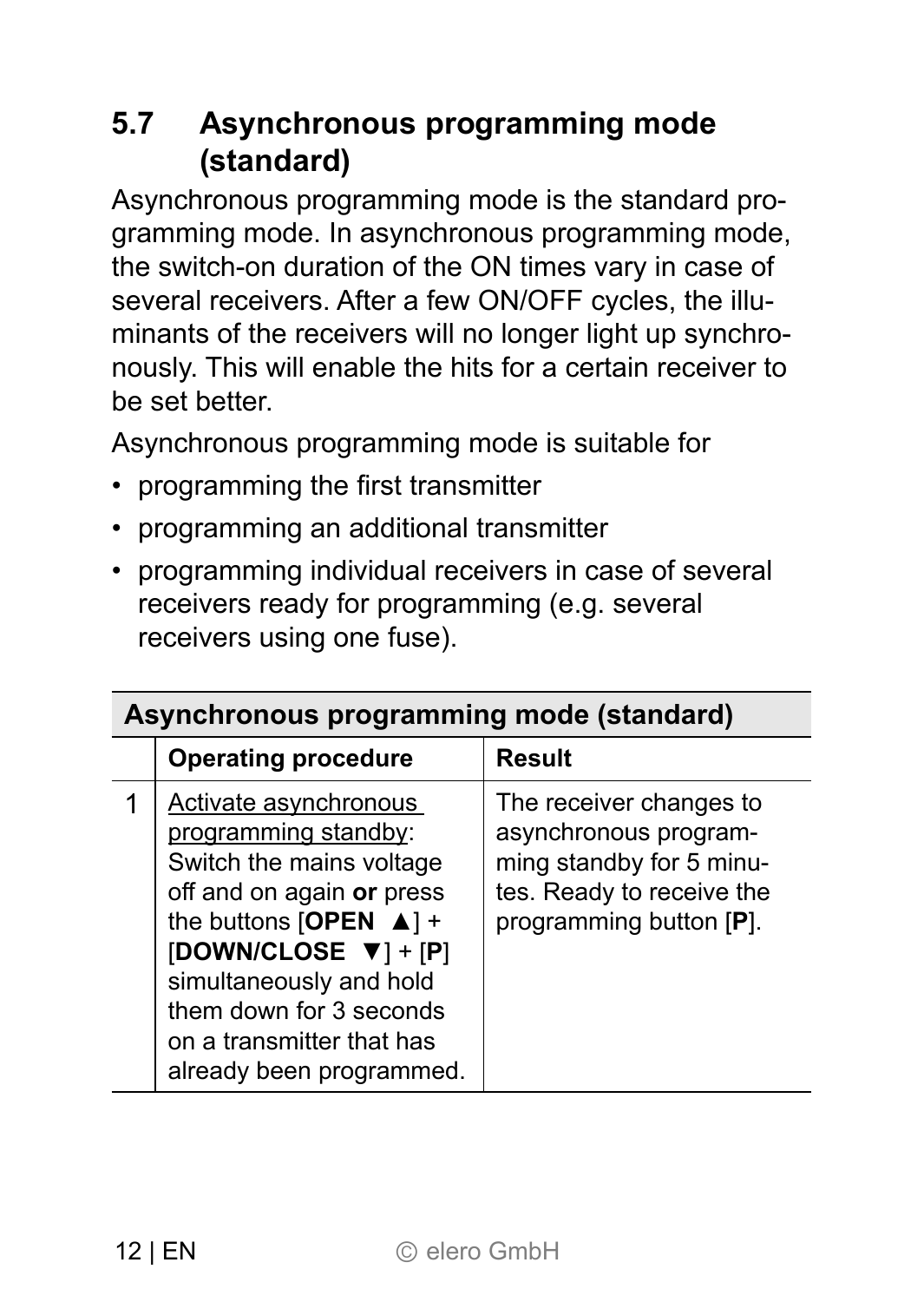## 5.7 Asynchronous programming mode (standard)

Asynchronous programming mode is the standard programming mode. In asynchronous programming mode, the switch-on duration of the ON times vary in case of several receivers. After a few ON/OFF cycles, the illuminants of the receivers will no longer light up synchronously. This will enable the hits for a certain receiver to be set better.

Asynchronous programming mode is suitable for

- programming the first transmitter
- programming an additional transmitter
- programming individual receivers in case of several receivers ready for programming (e.g. several receivers using one fuse).

| **Asynchronous programming mode (standard)** | | |
|---|---|---|
| | **Operating procedure** | **Result** |
| 1 | <u>Activate asynchronous programming standby</u>: Switch the mains voltage off and on again **or** press the buttons [**OPEN ▲**] + [**DOWN/CLOSE ▼**] + [**P**] simultaneously and hold them down for 3 seconds on a transmitter that has already been programmed. | The receiver changes to asynchronous programming standby for 5 minutes. Ready to receive the programming button [**P**]. |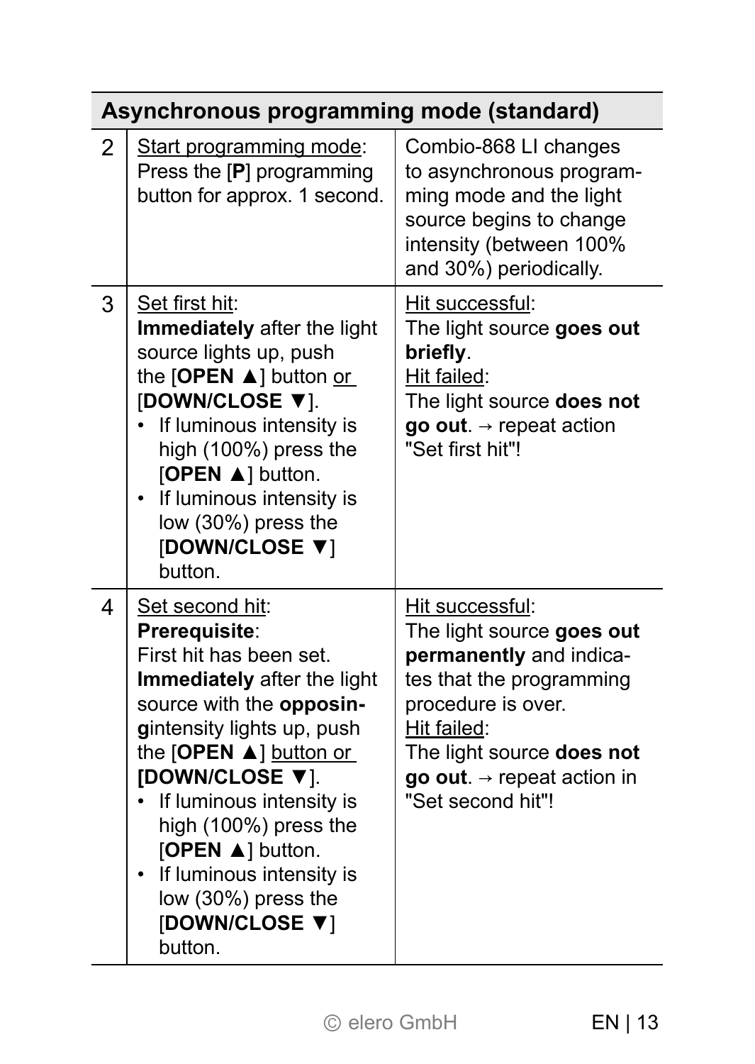| Asynchronous programming mode (standard) | | |
|---|---|---|
| 2 | Start programming mode: Press the [**P**] programming button for approx. 1 second. | Combio-868 LI changes to asynchronous programming mode and the light source begins to change intensity (between 100% and 30%) periodically. |
| 3 | Set first hit: **Immediately** after the light source lights up, push the [**OPEN ▲**] button or [**DOWN/CLOSE ▼**].<br>• If luminous intensity is high (100%) press the [**OPEN ▲**] button.<br>• If luminous intensity is low (30%) press the [**DOWN/CLOSE ▼**] button. | Hit successful: The light source **goes out briefly**.<br>Hit failed: The light source **does not go out**. → repeat action "Set first hit"! |
| 4 | Set second hit: **Prerequisite**: First hit has been set. **Immediately** after the light source with the **opposing**intensity lights up, push the [**OPEN ▲**] button or **[DOWN/CLOSE ▼]**.<br>• If luminous intensity is high (100%) press the [**OPEN ▲**] button.<br>• If luminous intensity is low (30%) press the [**DOWN/CLOSE ▼**] button. | Hit successful: The light source **goes out permanently** and indicates that the programming procedure is over.<br>Hit failed: The light source **does not go out**. → repeat action in "Set second hit"! |

© elero GmbH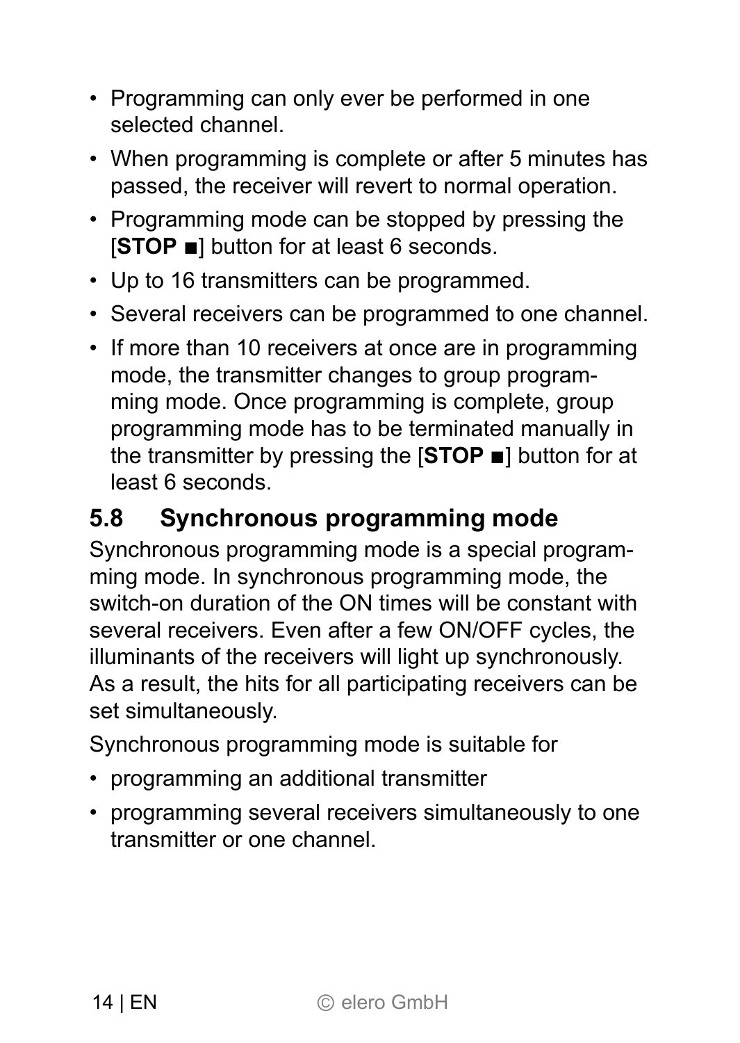- Programming can only ever be performed in one selected channel.
- When programming is complete or after 5 minutes has passed, the receiver will revert to normal operation.
- Programming mode can be stopped by pressing the [**STOP ■**] button for at least 6 seconds.
- Up to 16 transmitters can be programmed.
- Several receivers can be programmed to one channel.
- If more than 10 receivers at once are in programming mode, the transmitter changes to group programming mode. Once programming is complete, group programming mode has to be terminated manually in the transmitter by pressing the [**STOP ■**] button for at least 6 seconds.

## 5.8 Synchronous programming mode

Synchronous programming mode is a special programming mode. In synchronous programming mode, the switch-on duration of the ON times will be constant with several receivers. Even after a few ON/OFF cycles, the illuminants of the receivers will light up synchronously. As a result, the hits for all participating receivers can be set simultaneously.

Synchronous programming mode is suitable for

- programming an additional transmitter
- programming several receivers simultaneously to one transmitter or one channel.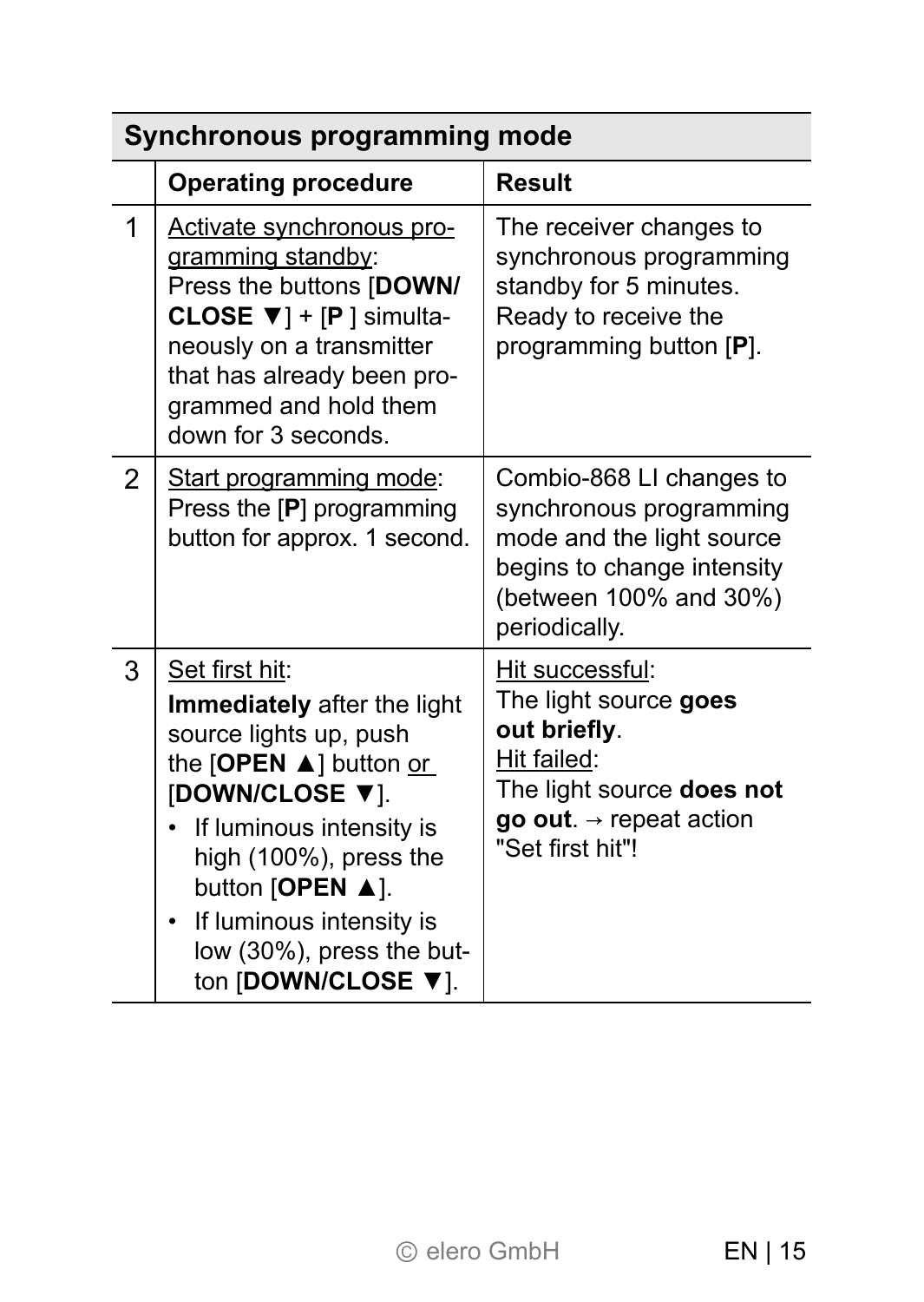| Synchronous programming mode | | |
|---|---|---|
| | **Operating procedure** | **Result** |
| 1 | <u>Activate synchronous programming standby</u>: Press the buttons [**DOWN/ CLOSE ▼**] + [**P** ] simultaneously on a transmitter that has already been programmed and hold them down for 3 seconds. | The receiver changes to synchronous programming standby for 5 minutes. Ready to receive the programming button [**P**]. |
| 2 | <u>Start programming mode</u>: Press the [**P**] programming button for approx. 1 second. | Combio-868 LI changes to synchronous programming mode and the light source begins to change intensity (between 100% and 30%) periodically. |
| 3 | <u>Set first hit</u>: **Immediately** after the light source lights up, push the [**OPEN ▲**] button <u>or</u> [**DOWN/CLOSE ▼**].<br>• If luminous intensity is high (100%), press the button [**OPEN ▲**].<br>• If luminous intensity is low (30%), press the button [**DOWN/CLOSE ▼**]. | <u>Hit successful</u>: The light source **goes out briefly**.<br><u>Hit failed</u>: The light source **does not go out**. → repeat action "Set first hit"! |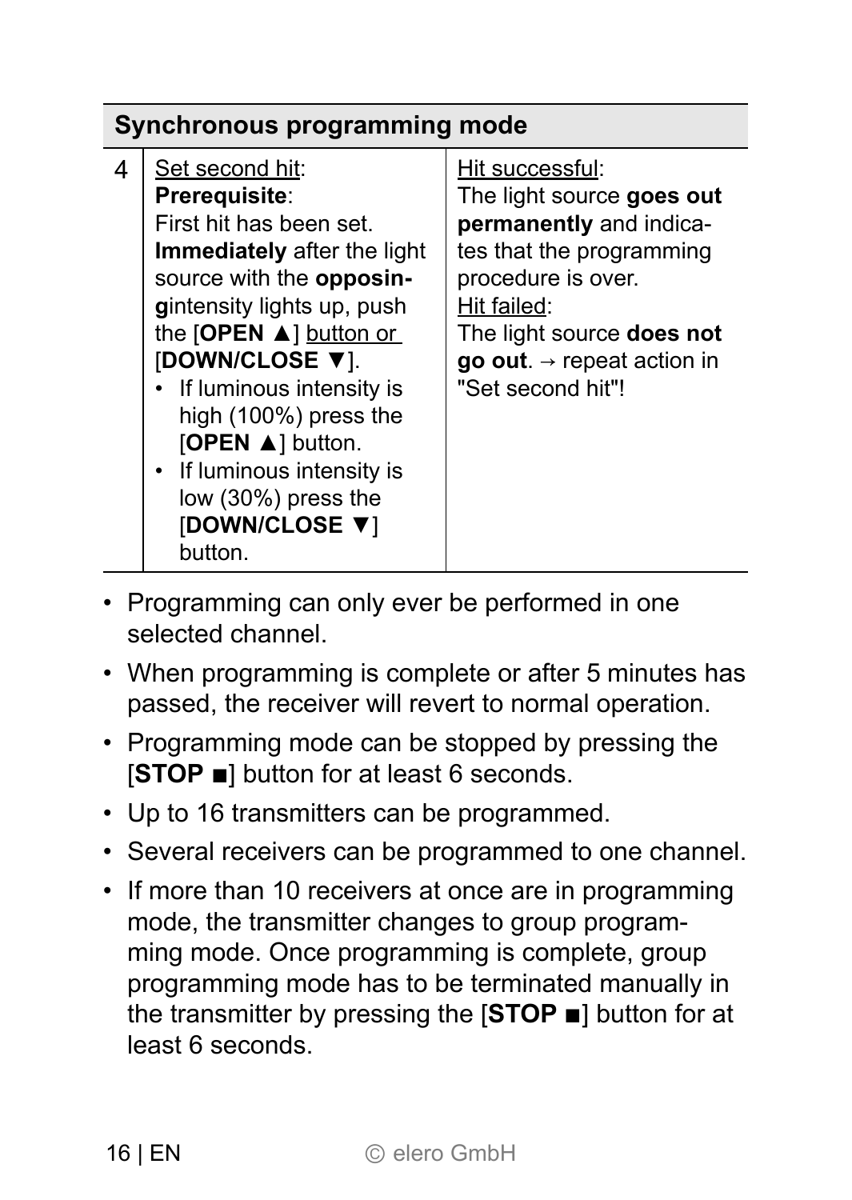| Synchronous programming mode | | |
|---|---|---|
| 4 | Set second hit:<br>**Prerequisite**:<br>First hit has been set.<br>**Immediately** after the light source with the **opposin-g**intensity lights up, push the [**OPEN ▲**] button or [**DOWN/CLOSE ▼**].<br>• If luminous intensity is high (100%) press the [**OPEN ▲**] button.<br>• If luminous intensity is low (30%) press the [**DOWN/CLOSE ▼**] button. | Hit successful:<br>The light source **goes out permanently** and indica-tes that the programming procedure is over.<br>Hit failed:<br>The light source **does not go out**. → repeat action in "Set second hit"! |

- Programming can only ever be performed in one selected channel.
- When programming is complete or after 5 minutes has passed, the receiver will revert to normal operation.
- Programming mode can be stopped by pressing the [**STOP ■**] button for at least 6 seconds.
- Up to 16 transmitters can be programmed.
- Several receivers can be programmed to one channel.
- If more than 10 receivers at once are in programming mode, the transmitter changes to group program-ming mode. Once programming is complete, group programming mode has to be terminated manually in the transmitter by pressing the [**STOP ■**] button for at least 6 seconds.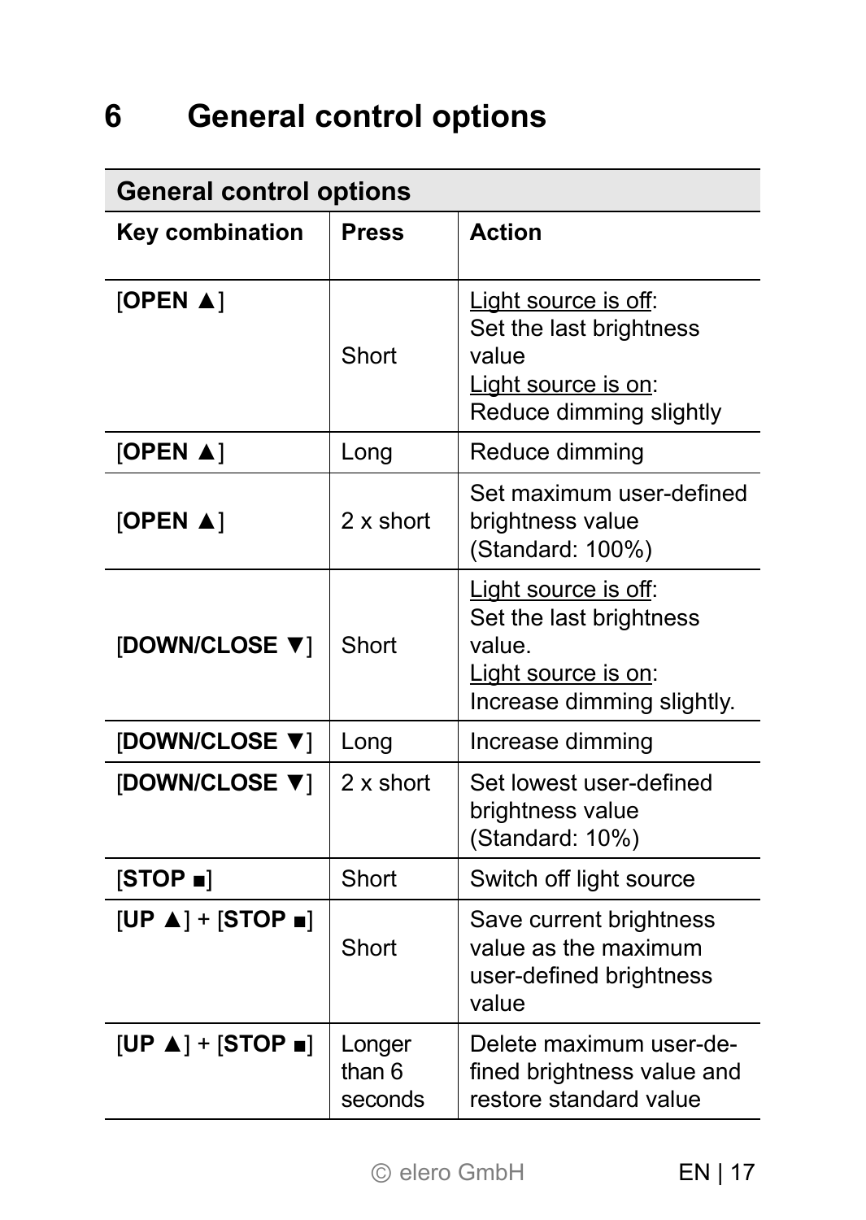# 6 General control options

| General control options | | |
|---|---|---|
| **Key combination** | **Press** | **Action** |
| [**OPEN ▲**] | Short | Light source is off: Set the last brightness value<br>Light source is on: Reduce dimming slightly |
| [**OPEN ▲**] | Long | Reduce dimming |
| [**OPEN ▲**] | 2 x short | Set maximum user-defined brightness value (Standard: 100%) |
| [**DOWN/CLOSE ▼**] | Short | Light source is off: Set the last brightness value.<br>Light source is on: Increase dimming slightly. |
| [**DOWN/CLOSE ▼**] | Long | Increase dimming |
| [**DOWN/CLOSE ▼**] | 2 x short | Set lowest user-defined brightness value (Standard: 10%) |
| [**STOP ■**] | Short | Switch off light source |
| [**UP ▲**] + [**STOP ■**] | Short | Save current brightness value as the maximum user-defined brightness value |
| [**UP ▲**] + [**STOP ■**] | Longer than 6 seconds | Delete maximum user-defined brightness value and restore standard value |

© elero GmbH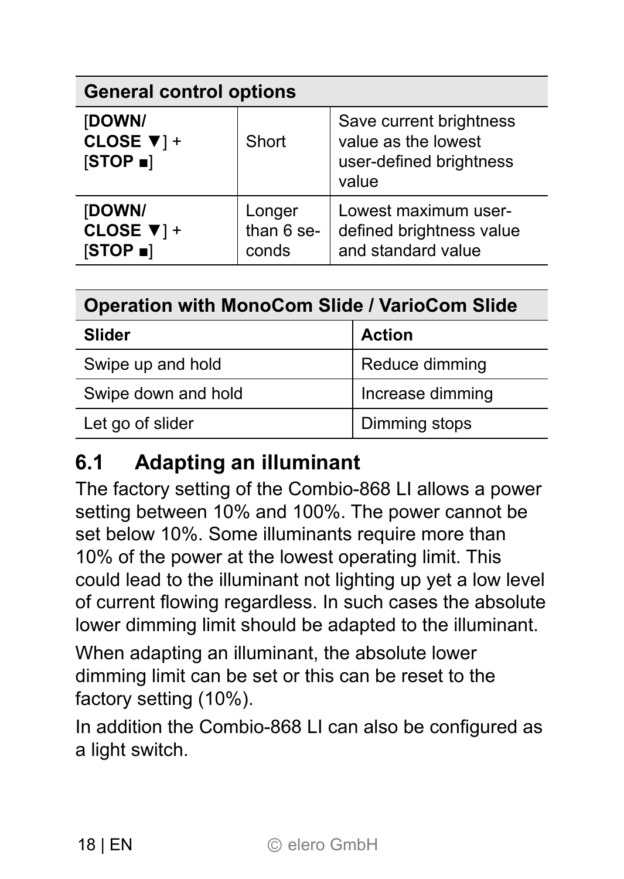| General control options | | |
|---|---|---|
| [**DOWN/ CLOSE ▼**] + [**STOP ■**] | Short | Save current brightness value as the lowest user-defined brightness value |
| [**DOWN/ CLOSE ▼**] + [**STOP ■**] | Longer than 6 seconds | Lowest maximum user-defined brightness value and standard value |

| Operation with MonoCom Slide / VarioCom Slide | |
|---|---|
| **Slider** | **Action** |
| Swipe up and hold | Reduce dimming |
| Swipe down and hold | Increase dimming |
| Let go of slider | Dimming stops |

## 6.1 Adapting an illuminant

The factory setting of the Combio-868 LI allows a power setting between 10% and 100%. The power cannot be set below 10%. Some illuminants require more than 10% of the power at the lowest operating limit. This could lead to the illuminant not lighting up yet a low level of current flowing regardless. In such cases the absolute lower dimming limit should be adapted to the illuminant.

When adapting an illuminant, the absolute lower dimming limit can be set or this can be reset to the factory setting (10%).

In addition the Combio-868 LI can also be configured as a light switch.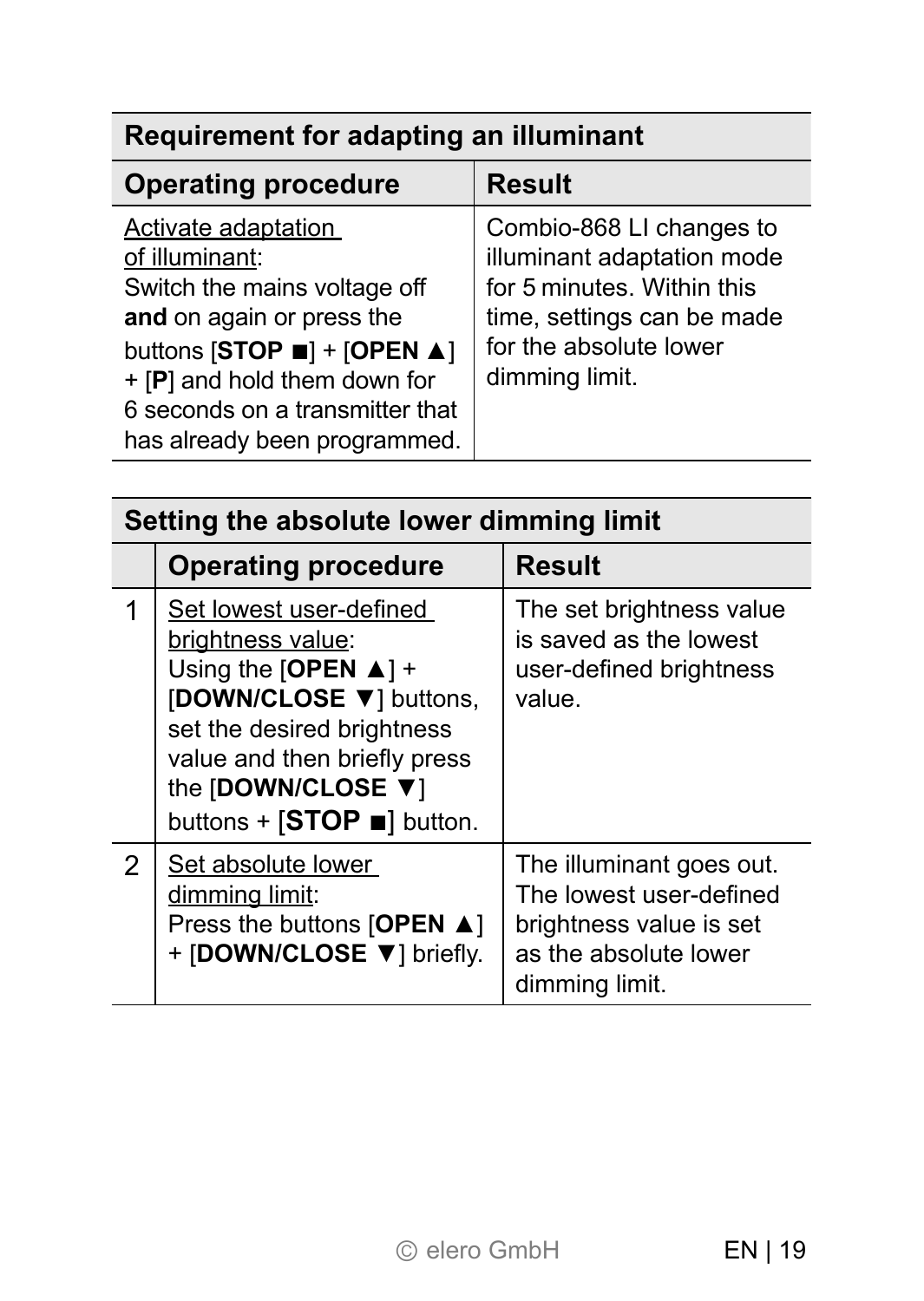| Requirement for adapting an illuminant | |
|---|---|
| **Operating procedure** | **Result** |
| Activate adaptation of illuminant:<br>Switch the mains voltage off **and** on again or press the buttons [**STOP ■**] + [**OPEN ▲**] + [**P**] and hold them down for 6 seconds on a transmitter that has already been programmed. | Combio-868 LI changes to illuminant adaptation mode for 5 minutes. Within this time, settings can be made for the absolute lower dimming limit. |

| Setting the absolute lower dimming limit | | |
|---|---|---|
| | **Operating procedure** | **Result** |
| 1 | Set lowest user-defined brightness value:<br>Using the [**OPEN ▲**] + [**DOWN/CLOSE ▼**] buttons, set the desired brightness value and then briefly press the [**DOWN/CLOSE ▼**] buttons + [**STOP ■**] button. | The set brightness value is saved as the lowest user-defined brightness value. |
| 2 | Set absolute lower dimming limit:<br>Press the buttons [**OPEN ▲**] + [**DOWN/CLOSE ▼**] briefly. | The illuminant goes out. The lowest user-defined brightness value is set as the absolute lower dimming limit. |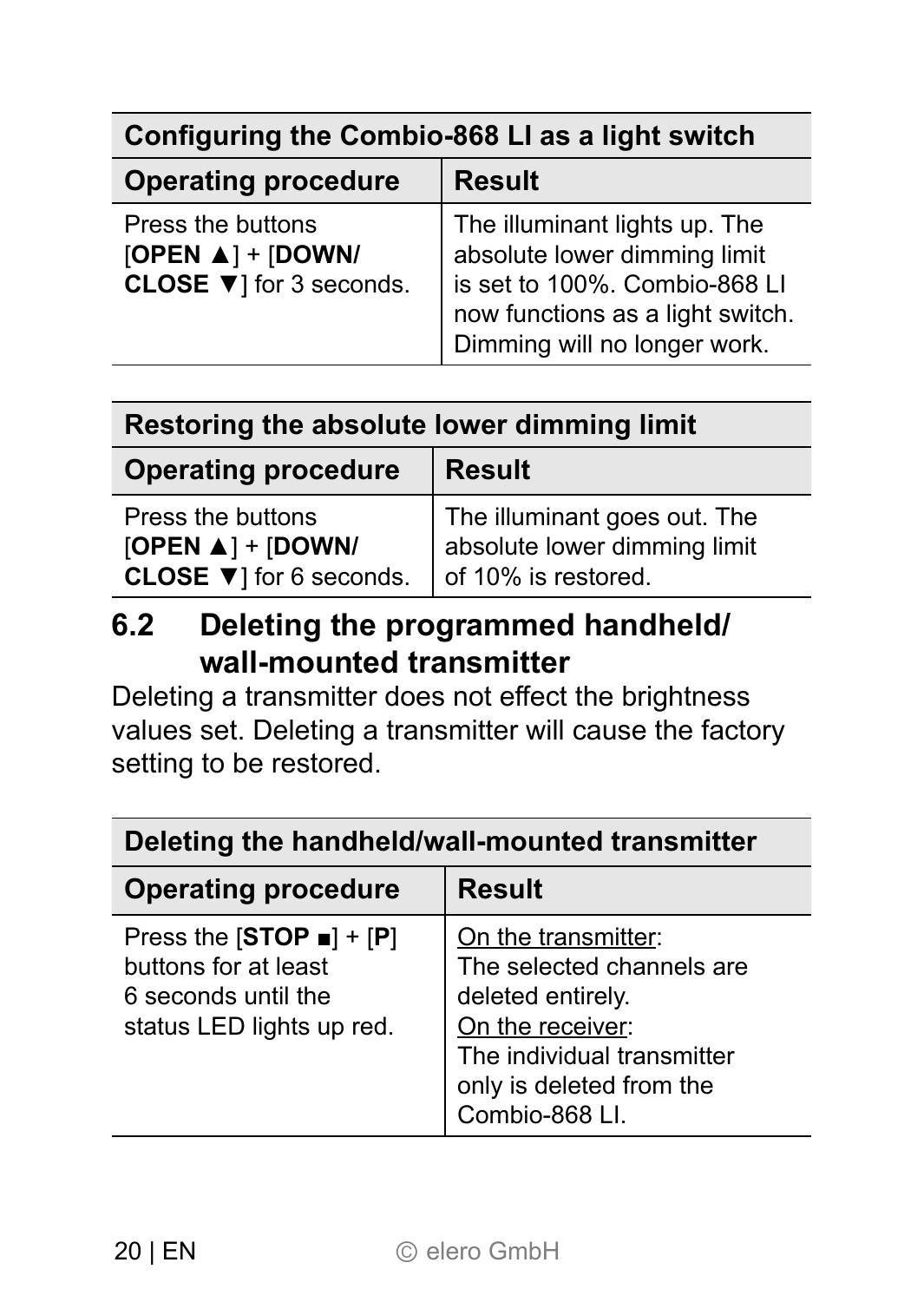| Configuring the Combio-868 LI as a light switch | |
|---|---|
| **Operating procedure** | **Result** |
| Press the buttons [**OPEN ▲**] + [**DOWN/ CLOSE ▼**] for 3 seconds. | The illuminant lights up. The absolute lower dimming limit is set to 100%. Combio-868 LI now functions as a light switch. Dimming will no longer work. |

| Restoring the absolute lower dimming limit | |
|---|---|
| **Operating procedure** | **Result** |
| Press the buttons [**OPEN ▲**] + [**DOWN/ CLOSE ▼**] for 6 seconds. | The illuminant goes out. The absolute lower dimming limit of 10% is restored. |

## 6.2 Deleting the programmed handheld/ wall-mounted transmitter

Deleting a transmitter does not effect the brightness values set. Deleting a transmitter will cause the factory setting to be restored.

| Deleting the handheld/wall-mounted transmitter | |
|---|---|
| **Operating procedure** | **Result** |
| Press the [**STOP ■**] + [**P**] buttons for at least 6 seconds until the status LED lights up red. | On the transmitter: The selected channels are deleted entirely. On the receiver: The individual transmitter only is deleted from the Combio-868 LI. |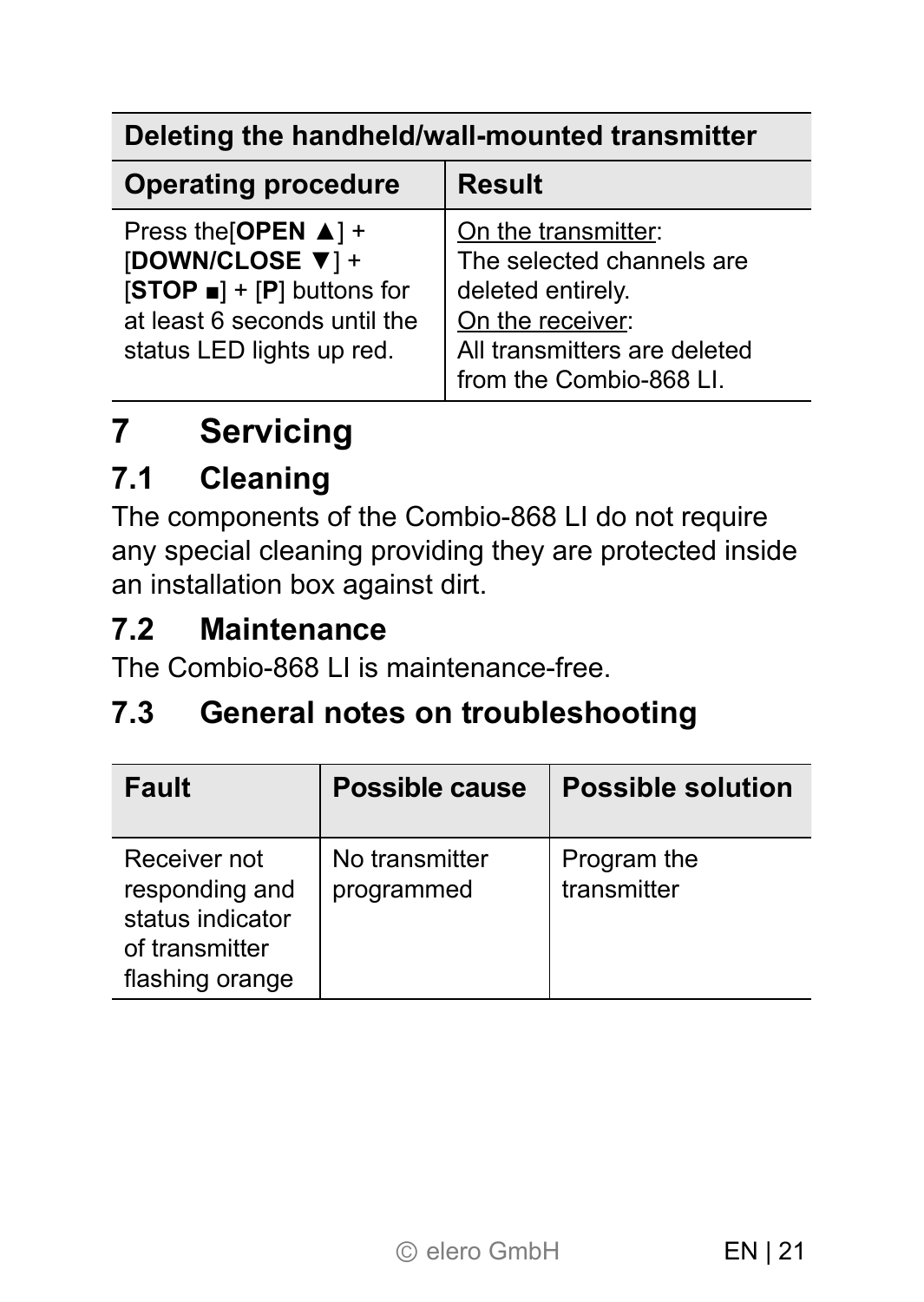| Deleting the handheld/wall-mounted transmitter | |
|---|---|
| **Operating procedure** | **Result** |
| Press the[**OPEN ▲**] + [**DOWN/CLOSE ▼**] + [**STOP ■**] + [**P**] buttons for at least 6 seconds until the status LED lights up red. | <u>On the transmitter</u>:<br>The selected channels are deleted entirely.<br><u>On the receiver</u>:<br>All transmitters are deleted from the Combio-868 LI. |

# 7 Servicing

## 7.1 Cleaning

The components of the Combio-868 LI do not require any special cleaning providing they are protected inside an installation box against dirt.

## 7.2 Maintenance

The Combio-868 LI is maintenance-free.

## 7.3 General notes on troubleshooting

| Fault | Possible cause | Possible solution |
|---|---|---|
| Receiver not responding and status indicator of transmitter flashing orange | No transmitter programmed | Program the transmitter |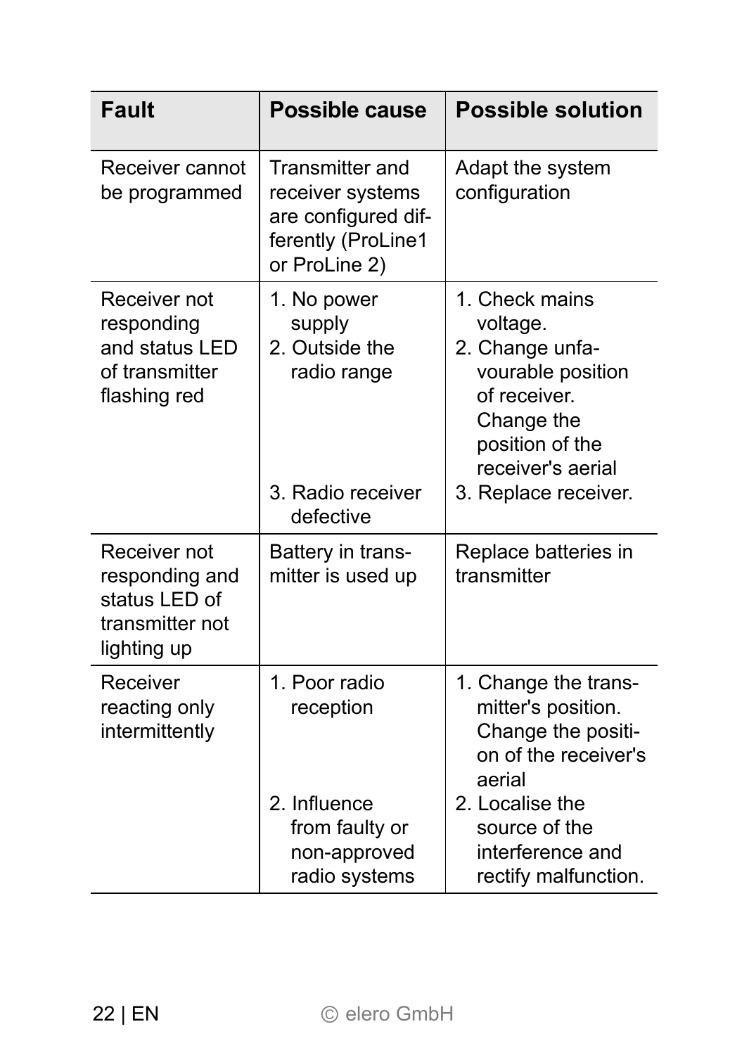| Fault | Possible cause | Possible solution |
| --- | --- | --- |
| Receiver cannot be programmed | Transmitter and receiver systems are configured differently (ProLine1 or ProLine 2) | Adapt the system configuration |
| Receiver not responding and status LED of transmitter flashing red | 1. No power supply<br>2. Outside the radio range<br>3. Radio receiver defective | 1. Check mains voltage.<br>2. Change unfavourable position of receiver. Change the position of the receiver's aerial<br>3. Replace receiver. |
| Receiver not responding and status LED of transmitter not lighting up | Battery in transmitter is used up | Replace batteries in transmitter |
| Receiver reacting only intermittently | 1. Poor radio reception<br>2. Influence from faulty or non-approved radio systems | 1. Change the transmitter's position. Change the position of the receiver's aerial<br>2. Localise the source of the interference and rectify malfunction. |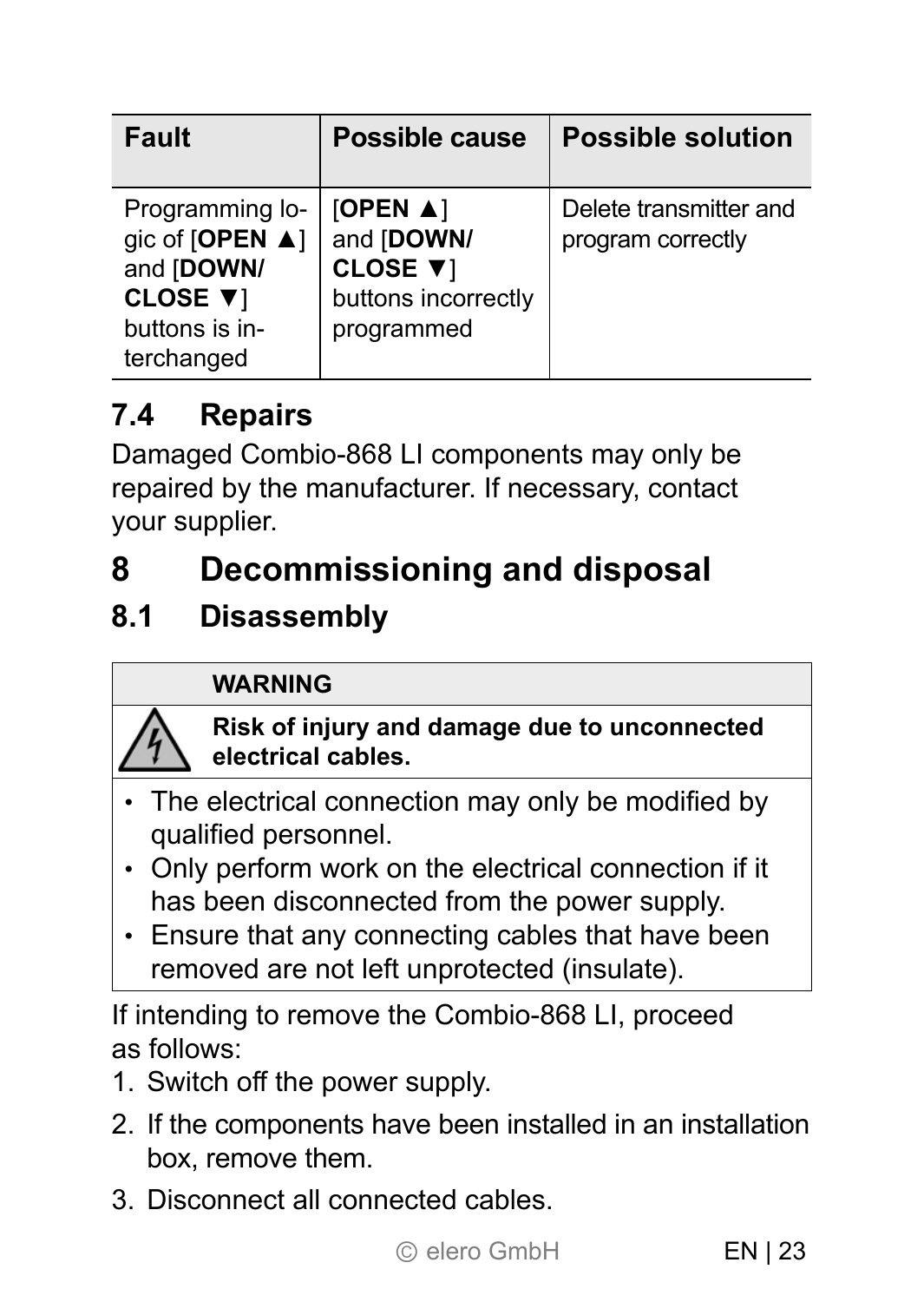| Fault | Possible cause | Possible solution |
| --- | --- | --- |
| Programming logic of [**OPEN ▲**] and [**DOWN/ CLOSE ▼**] buttons is interchanged | [**OPEN ▲**] and [**DOWN/ CLOSE ▼**] buttons incorrectly programmed | Delete transmitter and program correctly |

## 7.4 Repairs

Damaged Combio-868 LI components may only be repaired by the manufacturer. If necessary, contact your supplier.

# 8 Decommissioning and disposal

## 8.1 Disassembly

**WARNING**

**Risk of injury and damage due to unconnected electrical cables.**

- The electrical connection may only be modified by qualified personnel.
- Only perform work on the electrical connection if it has been disconnected from the power supply.
- Ensure that any connecting cables that have been removed are not left unprotected (insulate).

If intending to remove the Combio-868 LI, proceed as follows:

1. Switch off the power supply.
2. If the components have been installed in an installation box, remove them.
3. Disconnect all connected cables.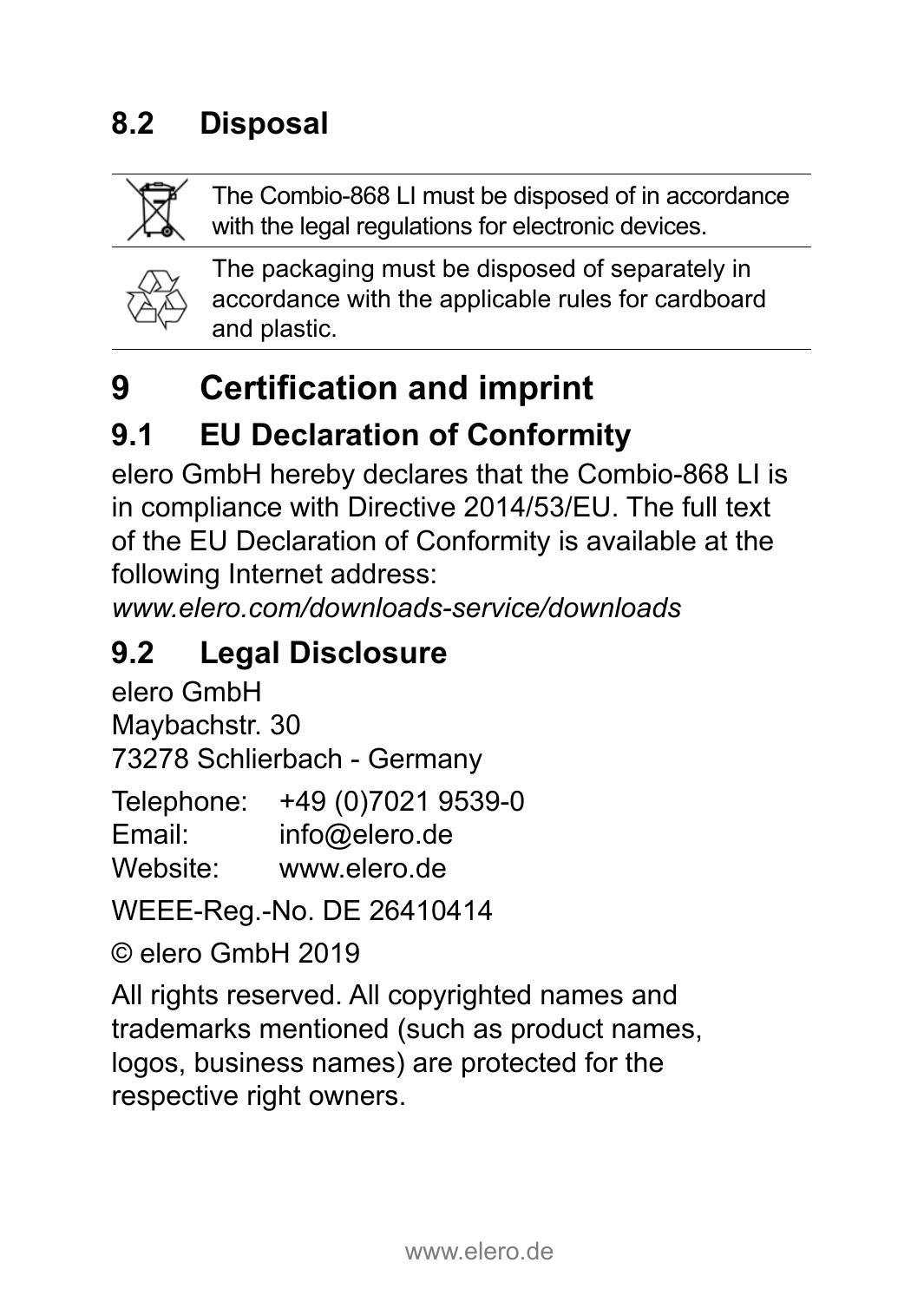## 8.2 Disposal

| | |
|---|---|
| | The Combio-868 LI must be disposed of in accordance with the legal regulations for electronic devices. |
| | The packaging must be disposed of separately in accordance with the applicable rules for cardboard and plastic. |

# 9 Certification and imprint

## 9.1 EU Declaration of Conformity

elero GmbH hereby declares that the Combio-868 LI is in compliance with Directive 2014/53/EU. The full text of the EU Declaration of Conformity is available at the following Internet address:
*www.elero.com/downloads-service/downloads*

## 9.2 Legal Disclosure

elero GmbH
Maybachstr. 30
73278 Schlierbach - Germany

Telephone: +49 (0)7021 9539-0
Email: info@elero.de
Website: www.elero.de

WEEE-Reg.-No. DE 26410414

© elero GmbH 2019

All rights reserved. All copyrighted names and trademarks mentioned (such as product names, logos, business names) are protected for the respective right owners.